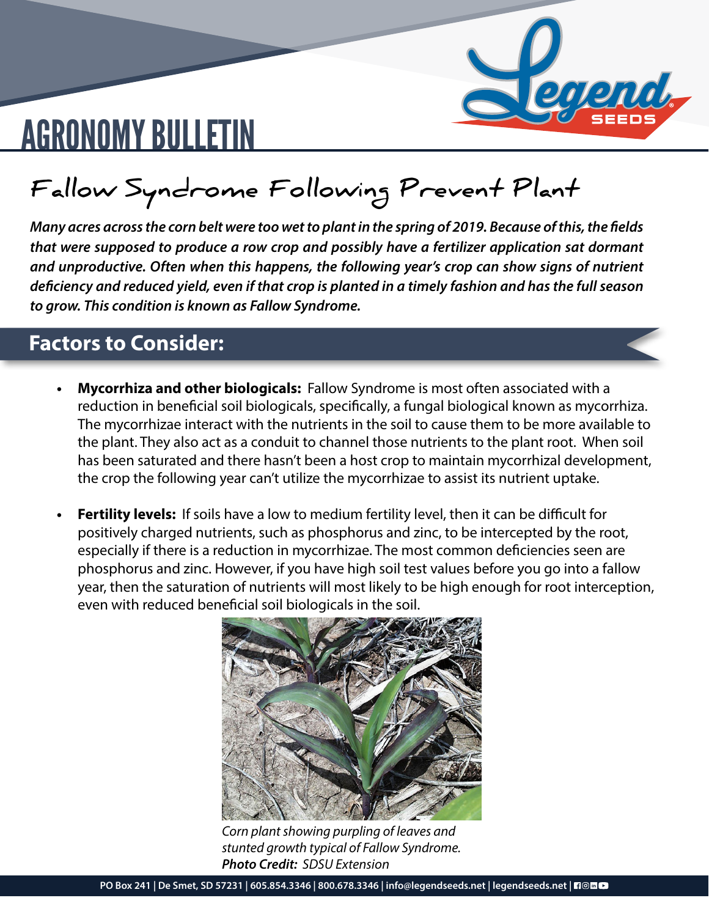# AGRONOMY BULLETIN

## Fallow Syndrome Following Prevent Plant

***Many acres across the corn belt were too wet to plant in the spring of 2019. Because of this, the fields that were supposed to produce a row crop and possibly have a fertilizer application sat dormant and unproductive. Often when this happens, the following year's crop can show signs of nutrient deficiency and reduced yield, even if that crop is planted in a timely fashion and has the full season to grow. This condition is known as Fallow Syndrome.***

## Factors to Consider:

- **Mycorrhiza and other biologicals:** Fallow Syndrome is most often associated with a reduction in beneficial soil biologicals, specifically, a fungal biological known as mycorrhiza. The mycorrhizae interact with the nutrients in the soil to cause them to be more available to the plant. They also act as a conduit to channel those nutrients to the plant root. When soil has been saturated and there hasn't been a host crop to maintain mycorrhizal development, the crop the following year can't utilize the mycorrhizae to assist its nutrient uptake.

- **Fertility levels:** If soils have a low to medium fertility level, then it can be difficult for positively charged nutrients, such as phosphorus and zinc, to be intercepted by the root, especially if there is a reduction in mycorrhizae. The most common deficiencies seen are phosphorus and zinc. However, if you have high soil test values before you go into a fallow year, then the saturation of nutrients will most likely to be high enough for root interception, even with reduced beneficial soil biologicals in the soil.

*Corn plant showing purpling of leaves and stunted growth typical of Fallow Syndrome.*
***Photo Credit:*** *SDSU Extension*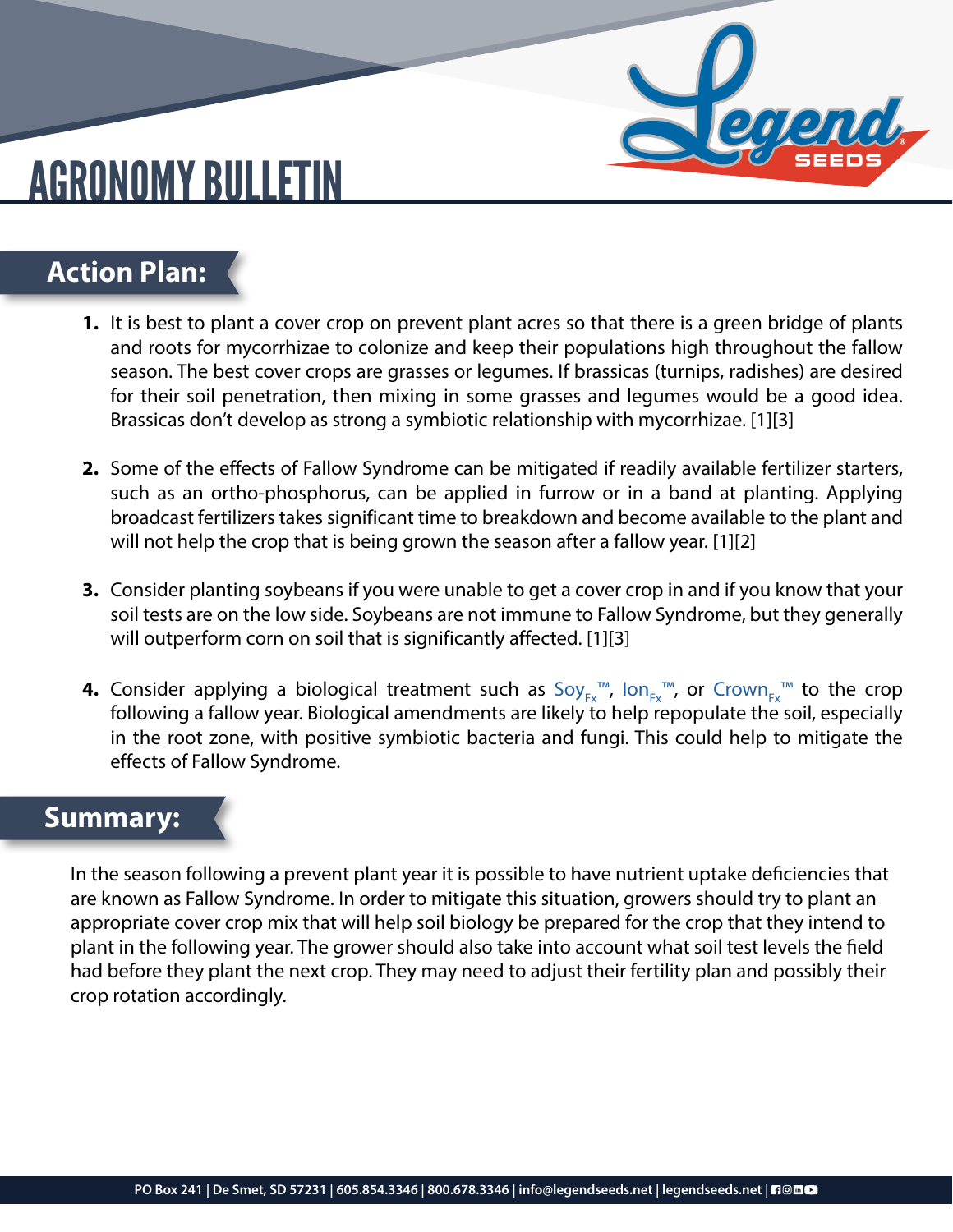# AGRONOMY BULLETIN

## Action Plan:

1. It is best to plant a cover crop on prevent plant acres so that there is a green bridge of plants and roots for mycorrhizae to colonize and keep their populations high throughout the fallow season. The best cover crops are grasses or legumes. If brassicas (turnips, radishes) are desired for their soil penetration, then mixing in some grasses and legumes would be a good idea. Brassicas don't develop as strong a symbiotic relationship with mycorrhizae. [1][3]

2. Some of the effects of Fallow Syndrome can be mitigated if readily available fertilizer starters, such as an ortho-phosphorus, can be applied in furrow or in a band at planting. Applying broadcast fertilizers takes significant time to breakdown and become available to the plant and will not help the crop that is being grown the season after a fallow year. [1][2]

3. Consider planting soybeans if you were unable to get a cover crop in and if you know that your soil tests are on the low side. Soybeans are not immune to Fallow Syndrome, but they generally will outperform corn on soil that is significantly affected. [1][3]

4. Consider applying a biological treatment such as $\text{Soy}_{\text{Fx}}$™, $\text{Ion}_{\text{Fx}}$™, or $\text{Crown}_{\text{Fx}}$™ to the crop following a fallow year. Biological amendments are likely to help repopulate the soil, especially in the root zone, with positive symbiotic bacteria and fungi. This could help to mitigate the effects of Fallow Syndrome.

## Summary:

In the season following a prevent plant year it is possible to have nutrient uptake deficiencies that are known as Fallow Syndrome. In order to mitigate this situation, growers should try to plant an appropriate cover crop mix that will help soil biology be prepared for the crop that they intend to plant in the following year. The grower should also take into account what soil test levels the field had before they plant the next crop. They may need to adjust their fertility plan and possibly their crop rotation accordingly.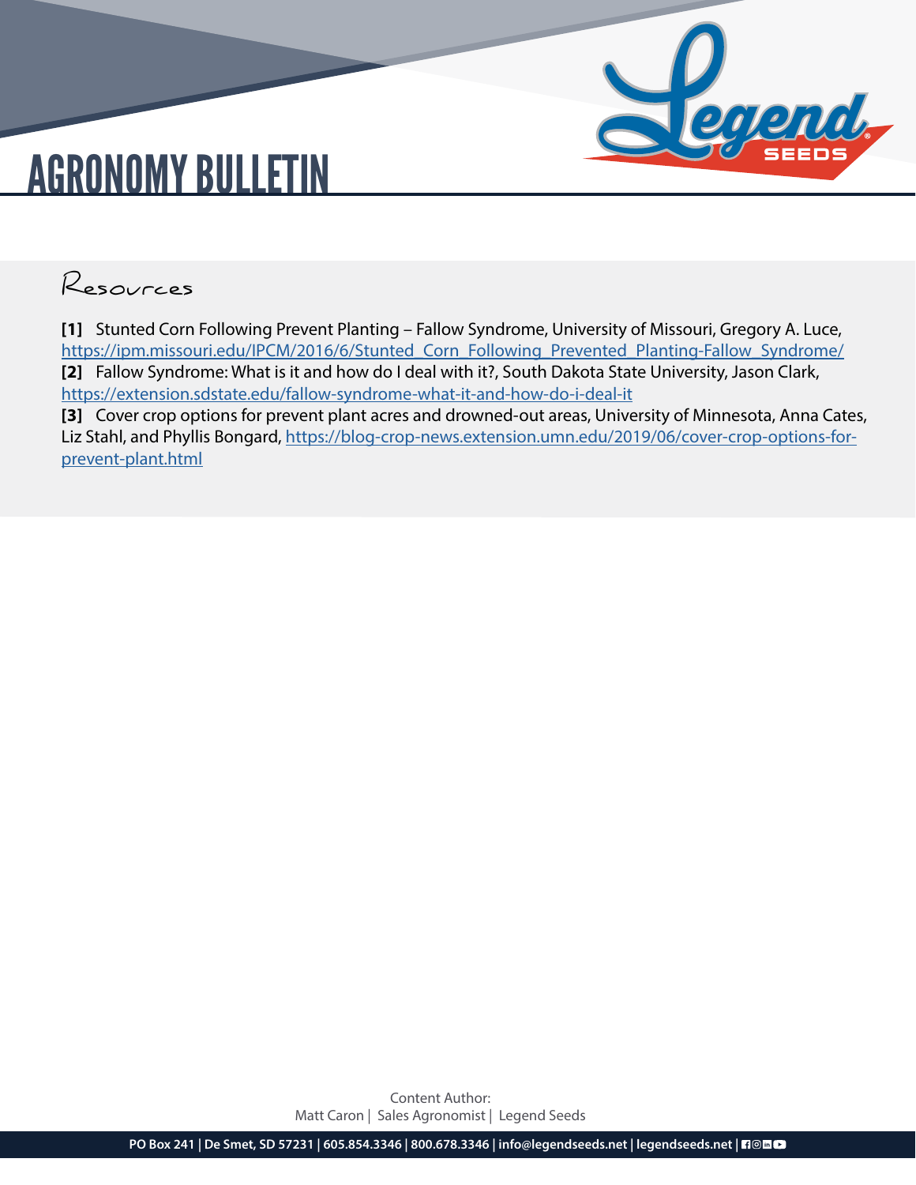## Resources

**[1]** Stunted Corn Following Prevent Planting – Fallow Syndrome, University of Missouri, Gregory A. Luce, https://ipm.missouri.edu/IPCM/2016/6/Stunted_Corn_Following_Prevented_Planting-Fallow_Syndrome/

**[2]** Fallow Syndrome: What is it and how do I deal with it?, South Dakota State University, Jason Clark, https://extension.sdstate.edu/fallow-syndrome-what-it-and-how-do-i-deal-it

**[3]** Cover crop options for prevent plant acres and drowned-out areas, University of Minnesota, Anna Cates, Liz Stahl, and Phyllis Bongard, https://blog-crop-news.extension.umn.edu/2019/06/cover-crop-options-for-prevent-plant.html

Content Author:
Matt Caron | Sales Agronomist | Legend Seeds